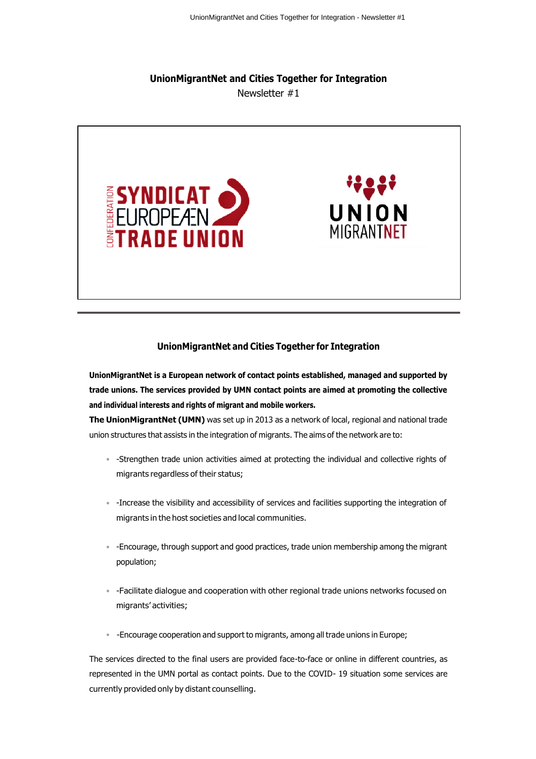# UnionMigrantNet and Cities Together for Integration

Newsletter #1

## UnionMigrantNet and Cities Together for Integration

**UnionMigrantNet is a European network of contact points established, managed and supported by trade unions. The services provided by UMN contact points are aimed at promoting the collective and individual interests and rights of migrant and mobile workers.**

**The UnionMigrantNet (UMN)** was set up in 2013 as a network of local, regional and national trade union structures that assists in the integration of migrants. The aims of the network are to:

- -Strengthen trade union activities aimed at protecting the individual and collective rights of migrants regardless of their status;
- -Increase the visibility and accessibility of services and facilities supporting the integration of migrants in the host societies and local communities.
- -Encourage, through support and good practices, trade union membership among the migrant population;
- -Facilitate dialogue and cooperation with other regional trade unions networks focused on migrants' activities;
- -Encourage cooperation and support to migrants, among all trade unions in Europe;

The services directed to the final users are provided face-to-face or online in different countries, as represented in the UMN portal as contact points. Due to the COVID- 19 situation some services are currently provided only by distant counselling.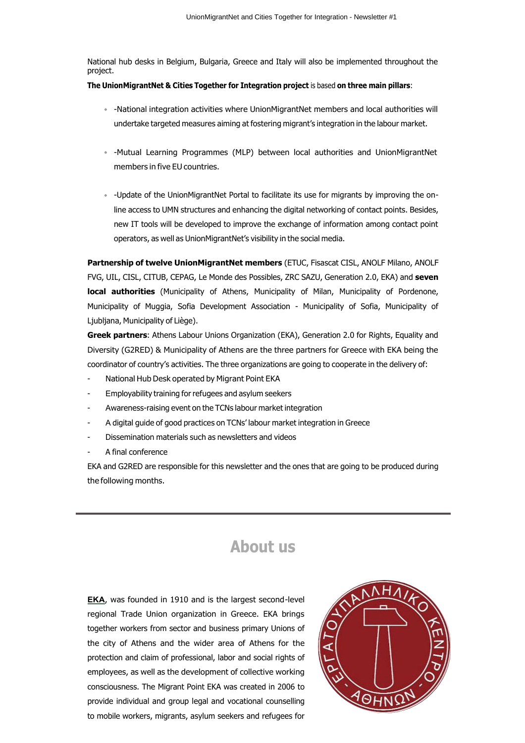National hub desks in Belgium, Bulgaria, Greece and Italy will also be implemented throughout the project.

**The UnionMigrantNet & Cities Together for Integration project** is based **on three main pillars**:

- -National integration activities where UnionMigrantNet members and local authorities will undertake targeted measures aiming at fostering migrant's integration in the labour market.
- -Mutual Learning Programmes (MLP) between local authorities and UnionMigrantNet members in five EU countries.
- -Update of the UnionMigrantNet Portal to facilitate its use for migrants by improving the on-line access to UMN structures and enhancing the digital networking of contact points. Besides, new IT tools will be developed to improve the exchange of information among contact point operators, as well as UnionMigrantNet's visibility in the social media.

**Partnership of twelve UnionMigrantNet members** (ETUC, Fisascat CISL, ANOLF Milano, ANOLF FVG, UIL, CISL, CITUB, CEPAG, Le Monde des Possibles, ZRC SAZU, Generation 2.0, EKA) and **seven local authorities** (Municipality of Athens, Municipality of Milan, Municipality of Pordenone, Municipality of Muggia, Sofia Development Association - Municipality of Sofia, Municipality of Ljubljana, Municipality of Liège).

**Greek partners**: Athens Labour Unions Organization (EKA), Generation 2.0 for Rights, Equality and Diversity (G2RED) & Municipality of Athens are the three partners for Greece with EKA being the coordinator of country's activities. The three organizations are going to cooperate in the delivery of:

- National Hub Desk operated by Migrant Point EKA
- Employability training for refugees and asylum seekers
- Awareness-raising event on the TCNs labour market integration
- A digital guide of good practices on TCNs' labour market integration in Greece
- Dissemination materials such as newsletters and videos
- A final conference

EKA and G2RED are responsible for this newsletter and the ones that are going to be produced during the following months.

---

## About us

**EKA**, was founded in 1910 and is the largest second-level regional Trade Union organization in Greece. EKA brings together workers from sector and business primary Unions of the city of Athens and the wider area of Athens for the protection and claim of professional, labor and social rights of employees, as well as the development of collective working consciousness. The Migrant Point EKA was created in 2006 to provide individual and group legal and vocational counselling to mobile workers, migrants, asylum seekers and refugees for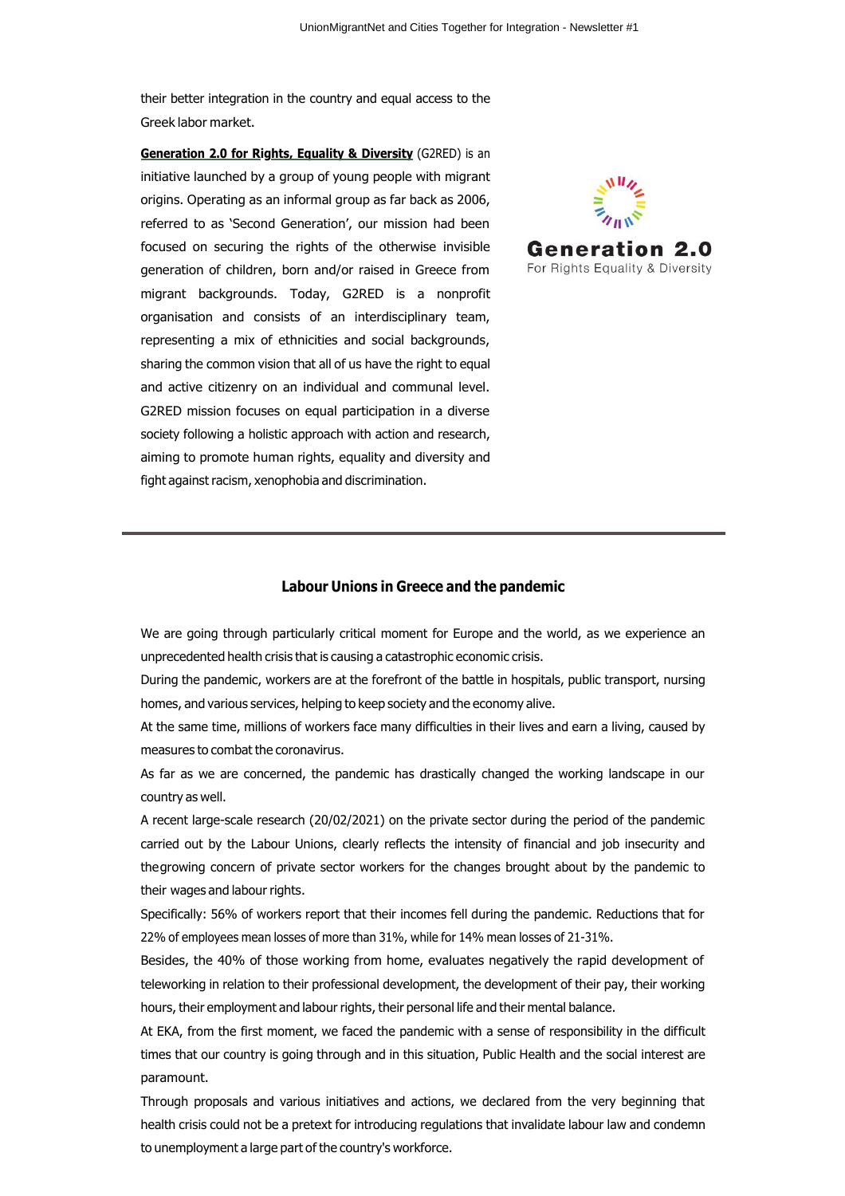their better integration in the country and equal access to the Greek labor market.

**Generation 2.0 for Rights, Equality & Diversity** (G2RED) is an initiative launched by a group of young people with migrant origins. Operating as an informal group as far back as 2006, referred to as 'Second Generation', our mission had been focused on securing the rights of the otherwise invisible generation of children, born and/or raised in Greece from migrant backgrounds. Today, G2RED is a nonprofit organisation and consists of an interdisciplinary team, representing a mix of ethnicities and social backgrounds, sharing the common vision that all of us have the right to equal and active citizenry on an individual and communal level. G2RED mission focuses on equal participation in a diverse society following a holistic approach with action and research, aiming to promote human rights, equality and diversity and fight against racism, xenophobia and discrimination.

Generation 2.0
For Rights Equality & Diversity

---

## Labour Unions in Greece and the pandemic

We are going through particularly critical moment for Europe and the world, as we experience an unprecedented health crisis that is causing a catastrophic economic crisis.

During the pandemic, workers are at the forefront of the battle in hospitals, public transport, nursing homes, and various services, helping to keep society and the economy alive.

At the same time, millions of workers face many difficulties in their lives and earn a living, caused by measures to combat the coronavirus.

As far as we are concerned, the pandemic has drastically changed the working landscape in our country as well.

A recent large-scale research (20/02/2021) on the private sector during the period of the pandemic carried out by the Labour Unions, clearly reflects the intensity of financial and job insecurity and thegrowing concern of private sector workers for the changes brought about by the pandemic to their wages and labour rights.

Specifically: 56% of workers report that their incomes fell during the pandemic. Reductions that for 22% of employees mean losses of more than 31%, while for 14% mean losses of 21-31%.

Besides, the 40% of those working from home, evaluates negatively the rapid development of teleworking in relation to their professional development, the development of their pay, their working hours, their employment and labour rights, their personal life and their mental balance.

At EKA, from the first moment, we faced the pandemic with a sense of responsibility in the difficult times that our country is going through and in this situation, Public Health and the social interest are paramount.

Through proposals and various initiatives and actions, we declared from the very beginning that health crisis could not be a pretext for introducing regulations that invalidate labour law and condemn to unemployment a large part of the country's workforce.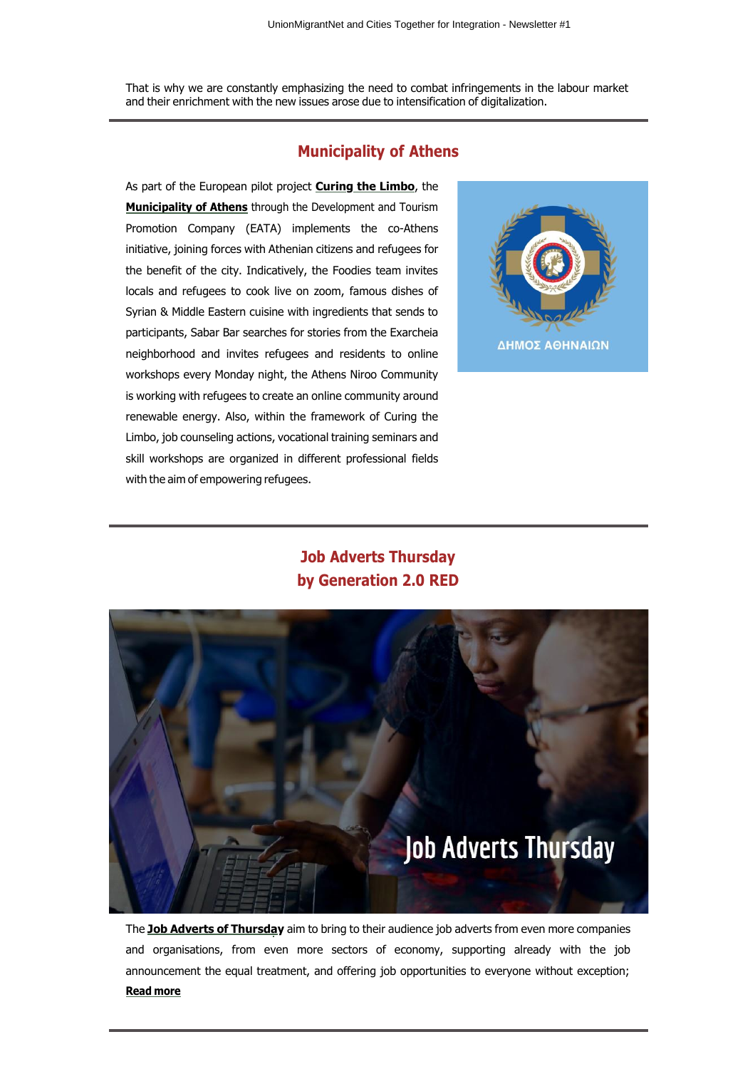That is why we are constantly emphasizing the need to combat infringements in the labour market and their enrichment with the new issues arose due to intensification of digitalization.

## Municipality of Athens

As part of the European pilot project **Curing the Limbo**, the **Municipality of Athens** through the Development and Tourism Promotion Company (EATA) implements the co-Athens initiative, joining forces with Athenian citizens and refugees for the benefit of the city. Indicatively, the Foodies team invites locals and refugees to cook live on zoom, famous dishes of Syrian & Middle Eastern cuisine with ingredients that sends to participants, Sabar Bar searches for stories from the Exarcheia neighborhood and invites refugees and residents to online workshops every Monday night, the Athens Niroo Community is working with refugees to create an online community around renewable energy. Also, within the framework of Curing the Limbo, job counseling actions, vocational training seminars and skill workshops are organized in different professional fields with the aim of empowering refugees.

## Job Adverts Thursday by Generation 2.0 RED

The **Job Adverts of Thursday** aim to bring to their audience job adverts from even more companies and organisations, from even more sectors of economy, supporting already with the job announcement the equal treatment, and offering job opportunities to everyone without exception; **Read more**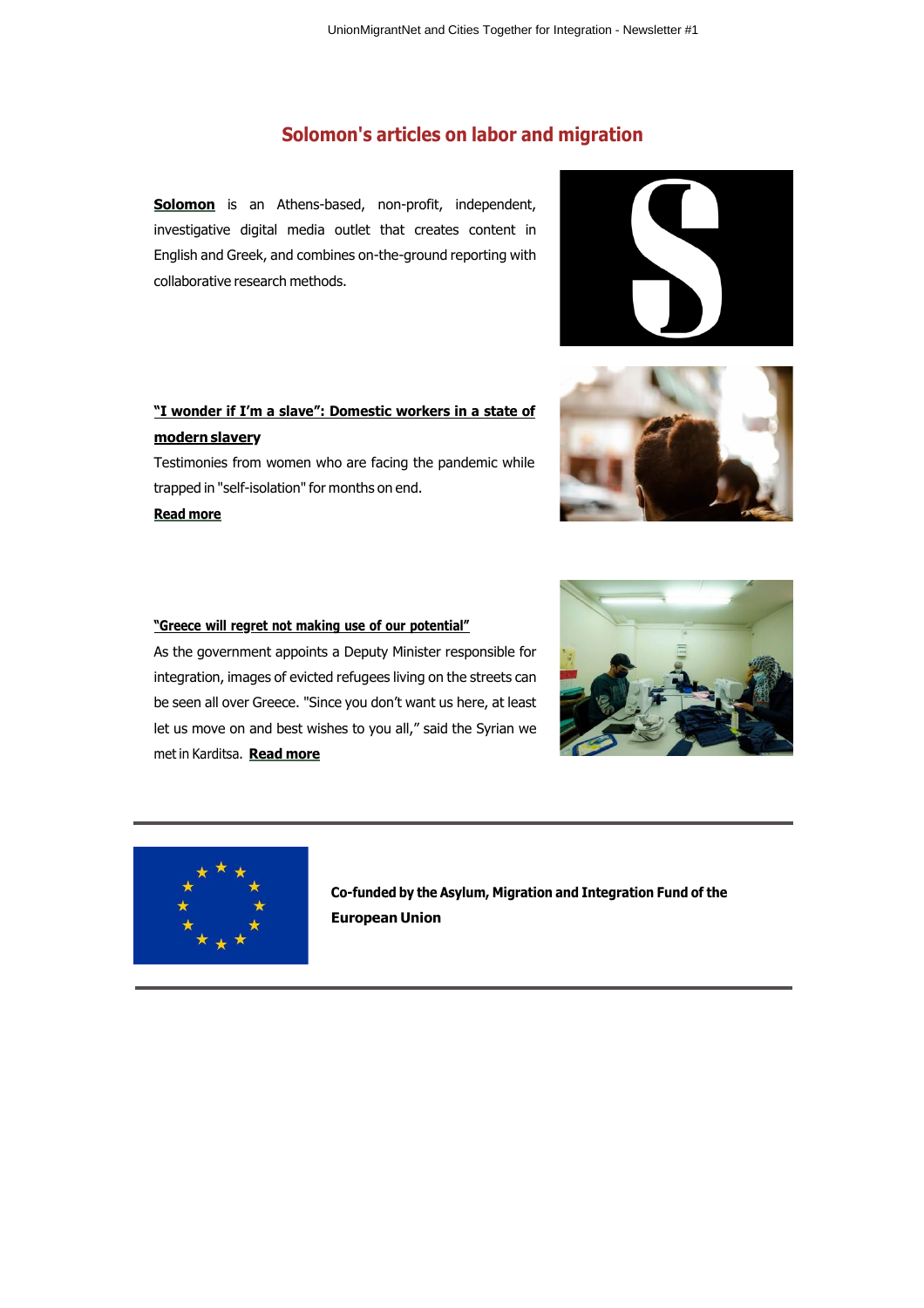## Solomon's articles on labor and migration

**Solomon** is an Athens-based, non-profit, independent, investigative digital media outlet that creates content in English and Greek, and combines on-the-ground reporting with collaborative research methods.

**"I wonder if I'm a slave": Domestic workers in a state of modern slavery**

Testimonies from women who are facing the pandemic while trapped in "self-isolation" for months on end.

**Read more**

**"Greece will regret not making use of our potential"**

As the government appoints a Deputy Minister responsible for integration, images of evicted refugees living on the streets can be seen all over Greece. "Since you don't want us here, at least let us move on and best wishes to you all," said the Syrian we met in Karditsa. **Read more**

---

**Co-funded by the Asylum, Migration and Integration Fund of the European Union**

---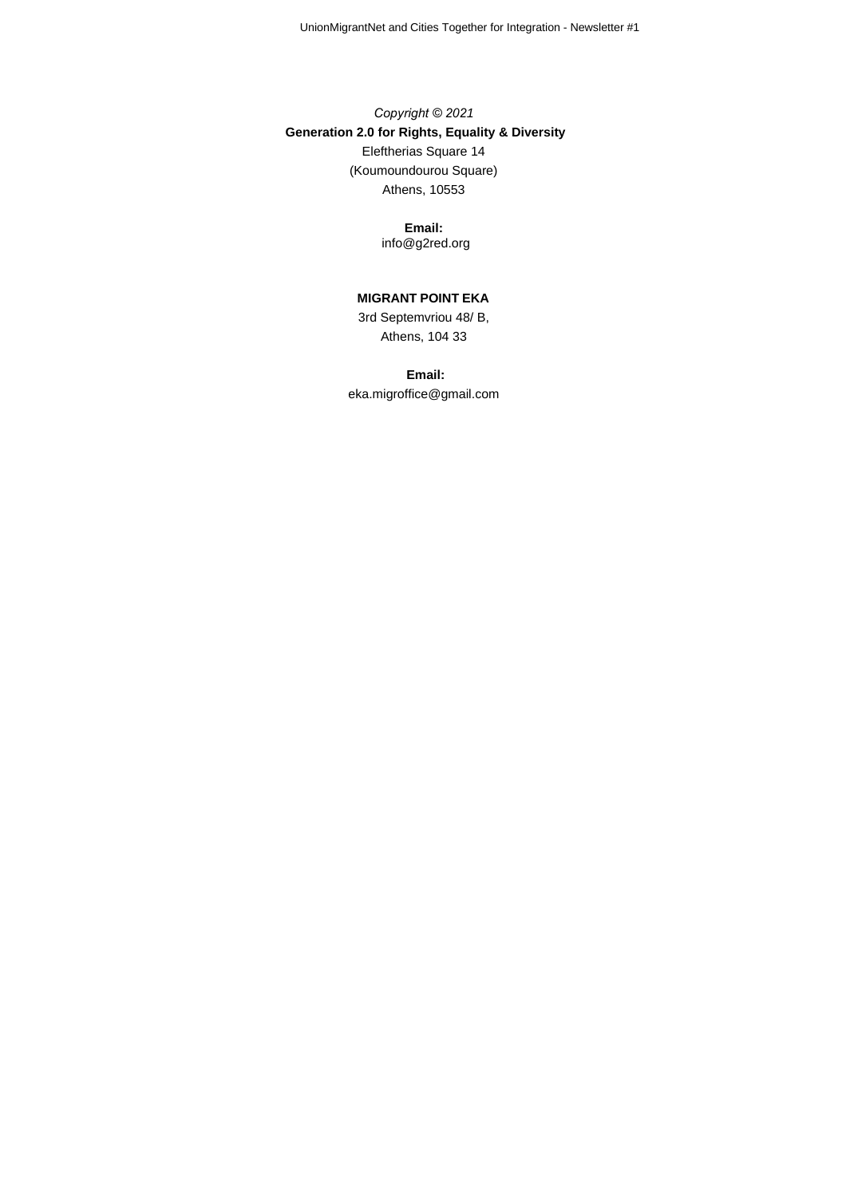*Copyright © 2021*

**Generation 2.0 for Rights, Equality & Diversity**

Eleftherias Square 14

(Koumoundourou Square)

Athens, 10553

**Email:**

info@g2red.org

**MIGRANT POINT EKA**

3rd Septemvriou 48/ B,

Athens, 104 33

**Email:**

eka.migroffice@gmail.com